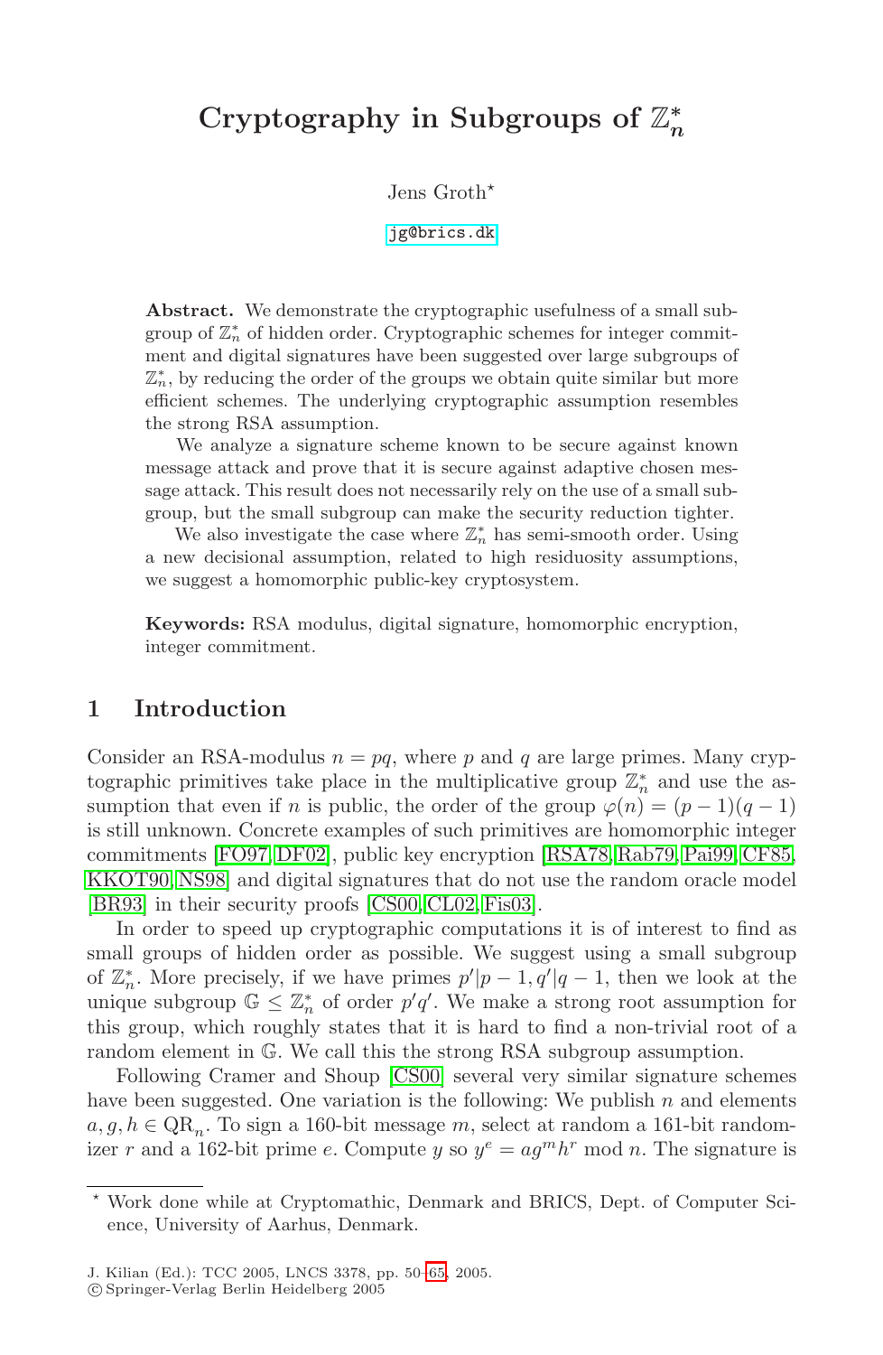# Cryptography in Subgroups of $\mathbb{Z}_n^*$

Jens Groth*

jg@brics.dk

**Abstract.** We demonstrate the cryptographic usefulness of a small subgroup of $\mathbb{Z}_n^*$ of hidden order. Cryptographic schemes for integer commitment and digital signatures have been suggested over large subgroups of $\mathbb{Z}_n^*$, by reducing the order of the groups we obtain quite similar but more efficient schemes. The underlying cryptographic assumption resembles the strong RSA assumption.

We analyze a signature scheme known to be secure against known message attack and prove that it is secure against adaptive chosen message attack. This result does not necessarily rely on the use of a small subgroup, but the small subgroup can make the security reduction tighter.

We also investigate the case where $\mathbb{Z}_n^*$ has semi-smooth order. Using a new decisional assumption, related to high residuosity assumptions, we suggest a homomorphic public-key cryptosystem.

**Keywords:** RSA modulus, digital signature, homomorphic encryption, integer commitment.

## 1 Introduction

Consider an RSA-modulus $n = pq$, where $p$ and $q$ are large primes. Many cryptographic primitives take place in the multiplicative group $\mathbb{Z}_n^*$ and use the assumption that even if $n$ is public, the order of the group $\varphi(n) = (p-1)(q-1)$ is still unknown. Concrete examples of such primitives are homomorphic integer commitments [FO97, DF02], public key encryption [RSA78, Rab79, Pai99, CF85, KKOT90, NS98] and digital signatures that do not use the random oracle model [BR93] in their security proofs [CS00, CL02, Fis03].

In order to speed up cryptographic computations it is of interest to find as small groups of hidden order as possible. We suggest using a small subgroup of $\mathbb{Z}_n^*$. More precisely, if we have primes $p'|p-1, q'|q-1$, then we look at the unique subgroup $\mathbb{G} \leq \mathbb{Z}_n^*$ of order $p'q'$. We make a strong root assumption for this group, which roughly states that it is hard to find a non-trivial root of a random element in $\mathbb{G}$. We call this the strong RSA subgroup assumption.

Following Cramer and Shoup [CS00] several very similar signature schemes have been suggested. One variation is the following: We publish $n$ and elements $a, g, h \in \mathrm{QR}_n$. To sign a 160-bit message $m$, select at random a 161-bit randomizer $r$ and a 162-bit prime $e$. Compute $y$ so $y^e = ag^m h^r \bmod n$. The signature is

---

* Work done while at Cryptomathic, Denmark and BRICS, Dept. of Computer Science, University of Aarhus, Denmark.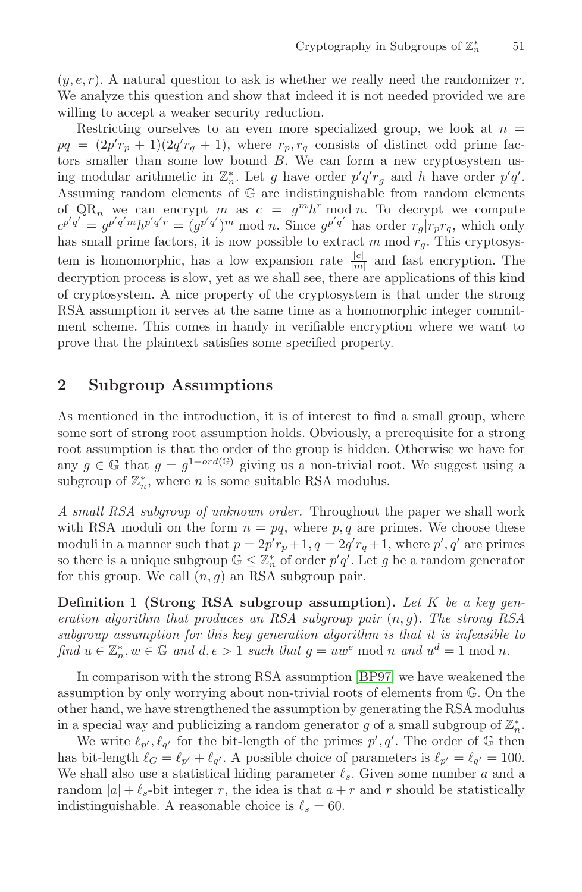$(y, e, r)$. A natural question to ask is whether we really need the randomizer $r$. We analyze this question and show that indeed it is not needed provided we are willing to accept a weaker security reduction.

Restricting ourselves to an even more specialized group, we look at $n = pq = (2p'r_p + 1)(2q'r_q + 1)$, where $r_p, r_q$ consists of distinct odd prime factors smaller than some low bound $B$. We can form a new cryptosystem using modular arithmetic in $\mathbb{Z}_n^*$. Let $g$ have order $p'q'r_g$ and $h$ have order $p'q'$. Assuming random elements of $\mathbb{G}$ are indistinguishable from random elements of $\mathrm{QR}_n$ we can encrypt $m$ as $c = g^m h^r \bmod n$. To decrypt we compute $c^{p'q'} = g^{p'q'm} h^{p'q'r} = (g^{p'q'})^m \bmod n$. Since $g^{p'q'}$ has order $r_g | r_p r_q$, which only has small prime factors, it is now possible to extract $m \bmod r_g$. This cryptosystem is homomorphic, has a low expansion rate $\frac{|c|}{|m|}$ and fast encryption. The decryption process is slow, yet as we shall see, there are applications of this kind of cryptosystem. A nice property of the cryptosystem is that under the strong RSA assumption it serves at the same time as a homomorphic integer commitment scheme. This comes in handy in verifiable encryption where we want to prove that the plaintext satisfies some specified property.

## 2 Subgroup Assumptions

As mentioned in the introduction, it is of interest to find a small group, where some sort of strong root assumption holds. Obviously, a prerequisite for a strong root assumption is that the order of the group is hidden. Otherwise we have for any $g \in \mathbb{G}$ that $g = g^{1+ord(\mathbb{G})}$ giving us a non-trivial root. We suggest using a subgroup of $\mathbb{Z}_n^*$, where $n$ is some suitable RSA modulus.

*A small RSA subgroup of unknown order.* Throughout the paper we shall work with RSA moduli on the form $n = pq$, where $p, q$ are primes. We choose these moduli in a manner such that $p = 2p'r_p + 1, q = 2q'r_q + 1$, where $p', q'$ are primes so there is a unique subgroup $\mathbb{G} \leq \mathbb{Z}_n^*$ of order $p'q'$. Let $g$ be a random generator for this group. We call $(n, g)$ an RSA subgroup pair.

**Definition 1 (Strong RSA subgroup assumption).** *Let $K$ be a key generation algorithm that produces an RSA subgroup pair $(n, g)$. The strong RSA subgroup assumption for this key generation algorithm is that it is infeasible to find $u \in \mathbb{Z}_n^*, w \in \mathbb{G}$ and $d, e > 1$ such that $g = uw^e \bmod n$ and $u^d = 1 \bmod n$.*

In comparison with the strong RSA assumption [BP97] we have weakened the assumption by only worrying about non-trivial roots of elements from $\mathbb{G}$. On the other hand, we have strengthened the assumption by generating the RSA modulus in a special way and publicizing a random generator $g$ of a small subgroup of $\mathbb{Z}_n^*$.

We write $\ell_{p'}, \ell_{q'}$ for the bit-length of the primes $p', q'$. The order of $\mathbb{G}$ then has bit-length $\ell_G = \ell_{p'} + \ell_{q'}$. A possible choice of parameters is $\ell_{p'} = \ell_{q'} = 100$. We shall also use a statistical hiding parameter $\ell_s$. Given some number $a$ and a random $|a| + \ell_s$-bit integer $r$, the idea is that $a + r$ and $r$ should be statistically indistinguishable. A reasonable choice is $\ell_s = 60$.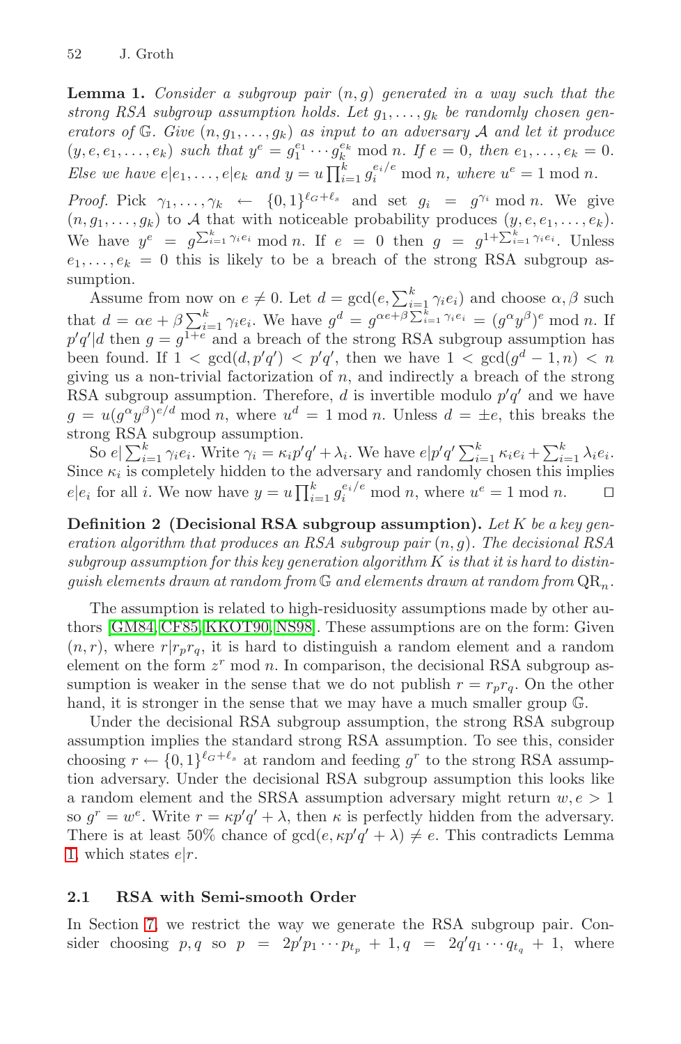**Lemma 1.** *Consider a subgroup pair $(n, g)$ generated in a way such that the strong RSA subgroup assumption holds. Let $g_1, \ldots, g_k$ be randomly chosen generators of $\mathbb{G}$. Give $(n, g_1, \ldots, g_k)$ as input to an adversary $\mathcal{A}$ and let it produce $(y, e, e_1, \ldots, e_k)$ such that $y^e = g_1^{e_1} \cdots g_k^{e_k} \bmod n$. If $e = 0$, then $e_1, \ldots, e_k = 0$. Else we have $e|e_1, \ldots, e|e_k$ and $y = u \prod_{i=1}^k g_i^{e_i/e} \bmod n$, where $u^e = 1 \bmod n$.*

*Proof.* Pick $\gamma_1, \ldots, \gamma_k \leftarrow \{0,1\}^{\ell_G + \ell_s}$ and set $g_i = g^{\gamma_i} \bmod n$. We give $(n, g_1, \ldots, g_k)$ to $\mathcal{A}$ that with noticeable probability produces $(y, e, e_1, \ldots, e_k)$. We have $y^e = g^{\sum_{i=1}^k \gamma_i e_i} \bmod n$. If $e = 0$ then $g = g^{1 + \sum_{i=1}^k \gamma_i e_i}$. Unless $e_1, \ldots, e_k = 0$ this is likely to be a breach of the strong RSA subgroup assumption.

Assume from now on $e \neq 0$. Let $d = \gcd(e, \sum_{i=1}^k \gamma_i e_i)$ and choose $\alpha, \beta$ such that $d = \alpha e + \beta \sum_{i=1}^k \gamma_i e_i$. We have $g^d = g^{\alpha e + \beta \sum_{i=1}^k \gamma_i e_i} = (g^\alpha y^\beta)^e \bmod n$. If $p'q'|d$ then $g = g^{1+e}$ and a breach of the strong RSA subgroup assumption has been found. If $1 < \gcd(d, p'q') < p'q'$, then we have $1 < \gcd(g^d - 1, n) < n$ giving us a non-trivial factorization of $n$, and indirectly a breach of the strong RSA subgroup assumption. Therefore, $d$ is invertible modulo $p'q'$ and we have $g = u(g^\alpha y^\beta)^{e/d} \bmod n$, where $u^d = 1 \bmod n$. Unless $d = \pm e$, this breaks the strong RSA subgroup assumption.

So $e | \sum_{i=1}^k \gamma_i e_i$. Write $\gamma_i = \kappa_i p'q' + \lambda_i$. We have $e | p'q' \sum_{i=1}^k \kappa_i e_i + \sum_{i=1}^k \lambda_i e_i$. Since $\kappa_i$ is completely hidden to the adversary and randomly chosen this implies $e|e_i$ for all $i$. We now have $y = u \prod_{i=1}^k g_i^{e_i/e} \bmod n$, where $u^e = 1 \bmod n$. $\square$

**Definition 2 (Decisional RSA subgroup assumption).** *Let $K$ be a key generation algorithm that produces an RSA subgroup pair $(n, g)$. The decisional RSA subgroup assumption for this key generation algorithm $K$ is that it is hard to distinguish elements drawn at random from $\mathbb{G}$ and elements drawn at random from $\mathrm{QR}_n$.*

The assumption is related to high-residuosity assumptions made by other authors [GM84, CF85, KKOT90, NS98]. These assumptions are on the form: Given $(n, r)$, where $r | r_p r_q$, it is hard to distinguish a random element and a random element on the form $z^r \bmod n$. In comparison, the decisional RSA subgroup assumption is weaker in the sense that we do not publish $r = r_p r_q$. On the other hand, it is stronger in the sense that we may have a much smaller group $\mathbb{G}$.

Under the decisional RSA subgroup assumption, the strong RSA subgroup assumption implies the standard strong RSA assumption. To see this, consider choosing $r \leftarrow \{0,1\}^{\ell_G + \ell_s}$ at random and feeding $g^r$ to the strong RSA assumption adversary. Under the decisional RSA subgroup assumption this looks like a random element and the SRSA assumption adversary might return $w, e > 1$ so $g^r = w^e$. Write $r = \kappa p'q' + \lambda$, then $\kappa$ is perfectly hidden from the adversary. There is at least 50% chance of $\gcd(e, \kappa p'q' + \lambda) \neq e$. This contradicts Lemma 1 which states $e|r$.

### 2.1 RSA with Semi-smooth Order

In Section 7, we restrict the way we generate the RSA subgroup pair. Consider choosing $p, q$ so $p = 2p'p_1 \cdots p_{t_p} + 1, q = 2q'q_1 \cdots q_{t_q} + 1$, where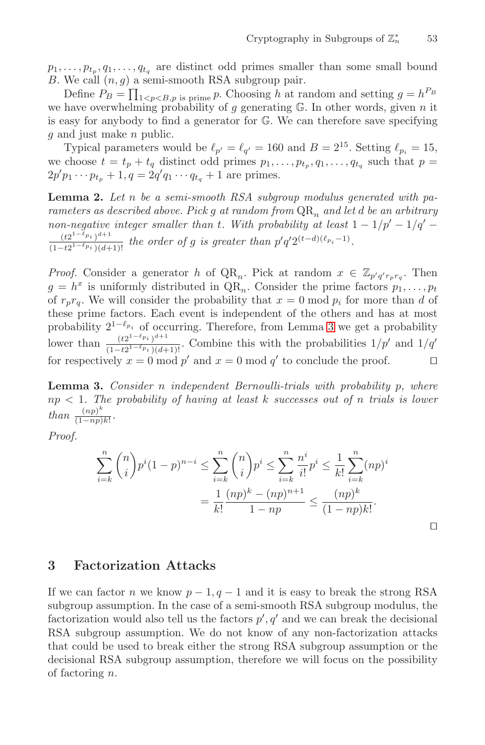$p_1, \ldots, p_{t_p}, q_1, \ldots, q_{t_q}$ are distinct odd primes smaller than some small bound $B$. We call $(n, g)$ a semi-smooth RSA subgroup pair.

Define $P_B = \prod_{1<p<B, p \text{ is prime}} p$. Choosing $h$ at random and setting $g = h^{P_B}$ we have overwhelming probability of $g$ generating $\mathbb{G}$. In other words, given $n$ it is easy for anybody to find a generator for $\mathbb{G}$. We can therefore save specifying $g$ and just make $n$ public.

Typical parameters would be $\ell_{p'} = \ell_{q'} = 160$ and $B = 2^{15}$. Setting $\ell_{p_i} = 15$, we choose $t = t_p + t_q$ distinct odd primes $p_1, \ldots, p_{t_p}, q_1, \ldots, q_{t_q}$ such that $p = 2p'p_1 \cdots p_{t_p} + 1, q = 2q'q_1 \cdots q_{t_q} + 1$ are primes.

**Lemma 2.** *Let $n$ be a semi-smooth RSA subgroup modulus generated with parameters as described above. Pick $g$ at random from $\mathrm{QR}_n$ and let $d$ be an arbitrary non-negative integer smaller than $t$. With probability at least $1 - 1/p' - 1/q' - \frac{(t2^{1-\ell_{p_i}})^{d+1}}{(1-t2^{1-\ell_{p_i}})(d+1)!}$ the order of $g$ is greater than $p'q'2^{(t-d)(\ell_{p_i}-1)}$.*

*Proof.* Consider a generator $h$ of $\mathrm{QR}_n$. Pick at random $x \in \mathbb{Z}_{p'q'r_pr_q}$. Then $g = h^x$ is uniformly distributed in $\mathrm{QR}_n$. Consider the prime factors $p_1, \ldots, p_t$ of $r_pr_q$. We will consider the probability that $x = 0 \bmod p_i$ for more than $d$ of these prime factors. Each event is independent of the others and has at most probability $2^{1-\ell_{p_i}}$ of occurring. Therefore, from Lemma 3 we get a probability lower than $\frac{(t2^{1-\ell_{p_i}})^{d+1}}{(1-t2^{1-\ell_{p_i}})(d+1)!}$. Combine this with the probabilities $1/p'$ and $1/q'$ for respectively $x = 0 \bmod p'$ and $x = 0 \bmod q'$ to conclude the proof. □

**Lemma 3.** *Consider $n$ independent Bernoulli-trials with probability $p$, where $np < 1$. The probability of having at least $k$ successes out of $n$ trials is lower than $\frac{(np)^k}{(1-np)k!}$.*

*Proof.*

$$\sum_{i=k}^{n} \binom{n}{i} p^i (1-p)^{n-i} \leq \sum_{i=k}^{n} \binom{n}{i} p^i \leq \sum_{i=k}^{n} \frac{n^i}{i!} p^i \leq \frac{1}{k!} \sum_{i=k}^{n} (np)^i$$

$$= \frac{1}{k!} \frac{(np)^k - (np)^{n+1}}{1-np} \leq \frac{(np)^k}{(1-np)k!}.$$

□

## 3 Factorization Attacks

If we can factor $n$ we know $p-1, q-1$ and it is easy to break the strong RSA subgroup assumption. In the case of a semi-smooth RSA subgroup modulus, the factorization would also tell us the factors $p', q'$ and we can break the decisional RSA subgroup assumption. We do not know of any non-factorization attacks that could be used to break either the strong RSA subgroup assumption or the decisional RSA subgroup assumption, therefore we will focus on the possibility of factoring $n$.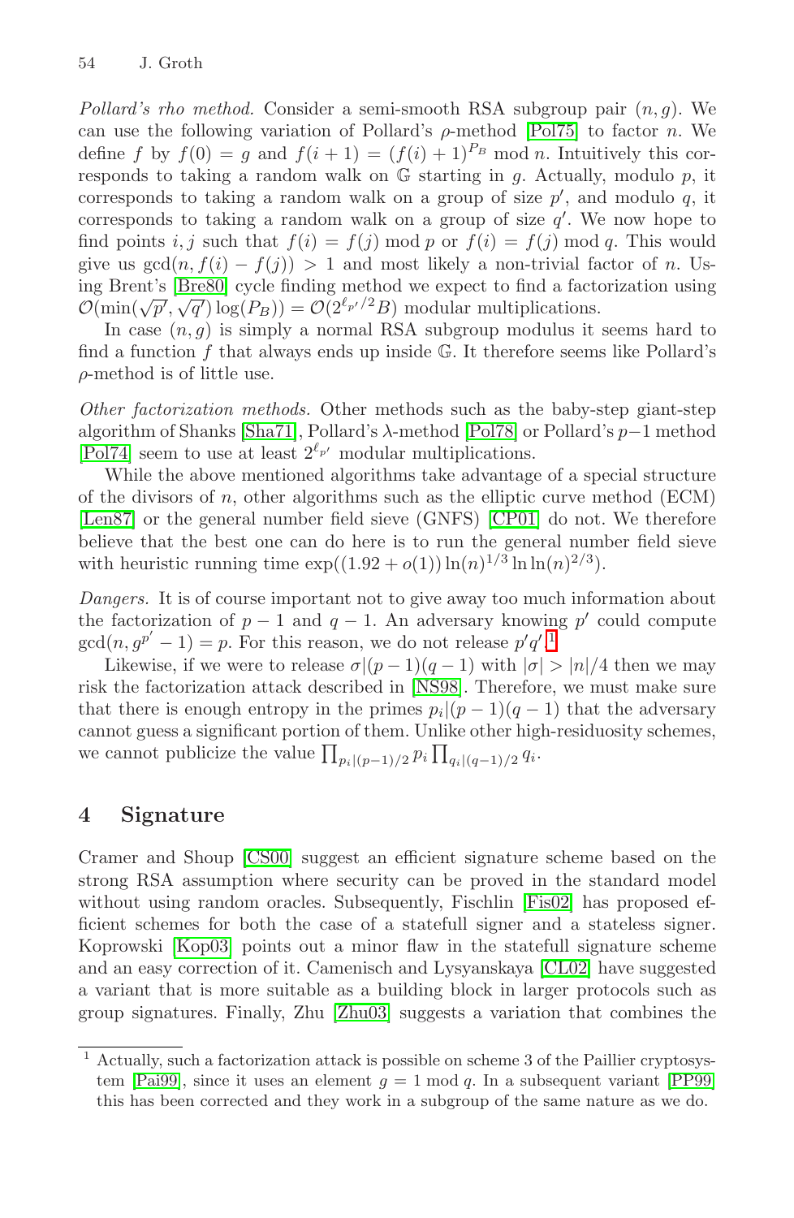*Pollard's rho method.* Consider a semi-smooth RSA subgroup pair $(n, g)$. We can use the following variation of Pollard's $\rho$-method [Pol75] to factor $n$. We define $f$ by $f(0) = g$ and $f(i+1) = (f(i)+1)^{P_B} \bmod n$. Intuitively this corresponds to taking a random walk on $\mathbb{G}$ starting in $g$. Actually, modulo $p$, it corresponds to taking a random walk on a group of size $p'$, and modulo $q$, it corresponds to taking a random walk on a group of size $q'$. We now hope to find points $i, j$ such that $f(i) = f(j) \bmod p$ or $f(i) = f(j) \bmod q$. This would give us $\gcd(n, f(i) - f(j)) > 1$ and most likely a non-trivial factor of $n$. Using Brent's [Bre80] cycle finding method we expect to find a factorization using $\mathcal{O}(\min(\sqrt{p'}, \sqrt{q'}) \log(P_B)) = \mathcal{O}(2^{\ell_{p'}/2} B)$ modular multiplications.

In case $(n, g)$ is simply a normal RSA subgroup modulus it seems hard to find a function $f$ that always ends up inside $\mathbb{G}$. It therefore seems like Pollard's $\rho$-method is of little use.

*Other factorization methods.* Other methods such as the baby-step giant-step algorithm of Shanks [Sha71], Pollard's $\lambda$-method [Pol78] or Pollard's $p-1$ method [Pol74] seem to use at least $2^{\ell_{p'}}$ modular multiplications.

While the above mentioned algorithms take advantage of a special structure of the divisors of $n$, other algorithms such as the elliptic curve method (ECM) [Len87] or the general number field sieve (GNFS) [CP01] do not. We therefore believe that the best one can do here is to run the general number field sieve with heuristic running time $\exp((1.92 + o(1)) \ln(n)^{1/3} \ln\ln(n)^{2/3})$.

*Dangers.* It is of course important not to give away too much information about the factorization of $p-1$ and $q-1$. An adversary knowing $p'$ could compute $\gcd(n, g^{p'} - 1) = p$. For this reason, we do not release $p'q'$.[1]

Likewise, if we were to release $\sigma | (p-1)(q-1)$ with $|\sigma| > |n|/4$ then we may risk the factorization attack described in [NS98]. Therefore, we must make sure that there is enough entropy in the primes $p_i | (p-1)(q-1)$ that the adversary cannot guess a significant portion of them. Unlike other high-residuosity schemes, we cannot publicize the value $\prod_{p_i | (p-1)/2} p_i \prod_{q_i | (q-1)/2} q_i$.

## 4 Signature

Cramer and Shoup [CS00] suggest an efficient signature scheme based on the strong RSA assumption where security can be proved in the standard model without using random oracles. Subsequently, Fischlin [Fis02] has proposed efficient schemes for both the case of a statefull signer and a stateless signer. Koprowski [Kop03] points out a minor flaw in the statefull signature scheme and an easy correction of it. Camenisch and Lysyanskaya [CL02] have suggested a variant that is more suitable as a building block in larger protocols such as group signatures. Finally, Zhu [Zhu03] suggests a variation that combines the

[1] Actually, such a factorization attack is possible on scheme 3 of the Paillier cryptosystem [Pai99], since it uses an element $g = 1 \bmod q$. In a subsequent variant [PP99] this has been corrected and they work in a subgroup of the same nature as we do.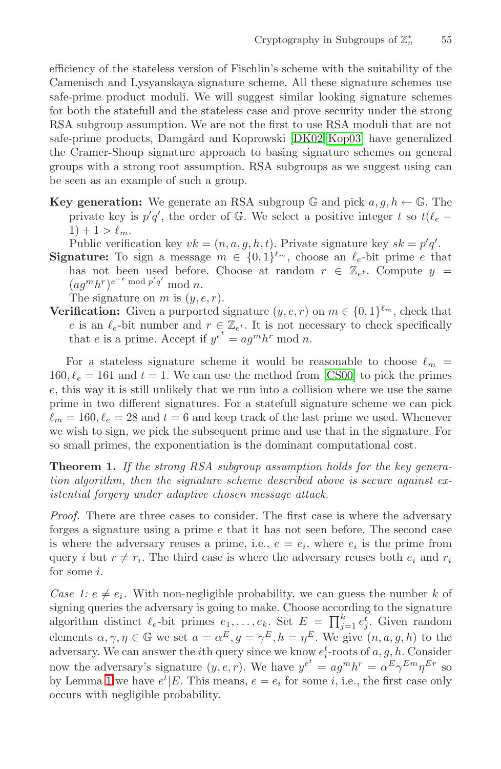efficiency of the stateless version of Fischlin's scheme with the suitability of the Camenisch and Lysyanskaya signature scheme. All these signature schemes use safe-prime product moduli. We will suggest similar looking signature schemes for both the statefull and the stateless case and prove security under the strong RSA subgroup assumption. We are not the first to use RSA moduli that are not safe-prime products, Damgård and Koprowski [DK02, Kop03] have generalized the Cramer-Shoup signature approach to basing signature schemes on general groups with a strong root assumption. RSA subgroups as we suggest using can be seen as an example of such a group.

**Key generation:** We generate an RSA subgroup $\mathbb{G}$ and pick $a, g, h \leftarrow \mathbb{G}$. The private key is $p'q'$, the order of $\mathbb{G}$. We select a positive integer $t$ so $t(\ell_e - 1) + 1 > \ell_m$.
Public verification key $vk = (n, a, g, h, t)$. Private signature key $sk = p'q'$.

**Signature:** To sign a message $m \in \{0,1\}^{\ell_m}$, choose an $\ell_e$-bit prime $e$ that has not been used before. Choose at random $r \in \mathbb{Z}_{e^t}$. Compute $y = (ag^m h^r)^{e^{-t} \bmod p'q'} \bmod n$.
The signature on $m$ is $(y, e, r)$.

**Verification:** Given a purported signature $(y, e, r)$ on $m \in \{0,1\}^{\ell_m}$, check that $e$ is an $\ell_e$-bit number and $r \in \mathbb{Z}_{e^t}$. It is not necessary to check specifically that $e$ is a prime. Accept if $y^{e^t} = ag^m h^r \bmod n$.

For a stateless signature scheme it would be reasonable to choose $\ell_m = 160, \ell_e = 161$ and $t = 1$. We can use the method from [CS00] to pick the primes $e$, this way it is still unlikely that we run into a collision where we use the same prime in two different signatures. For a statefull signature scheme we can pick $\ell_m = 160, \ell_e = 28$ and $t = 6$ and keep track of the last prime we used. Whenever we wish to sign, we pick the subsequent prime and use that in the signature. For so small primes, the exponentiation is the dominant computational cost.

**Theorem 1.** *If the strong RSA subgroup assumption holds for the key generation algorithm, then the signature scheme described above is secure against existential forgery under adaptive chosen message attack.*

*Proof.* There are three cases to consider. The first case is where the adversary forges a signature using a prime $e$ that it has not seen before. The second case is where the adversary reuses a prime, i.e., $e = e_i$, where $e_i$ is the prime from query $i$ but $r \neq r_i$. The third case is where the adversary reuses both $e_i$ and $r_i$ for some $i$.

*Case 1:* $e \neq e_i$. With non-negligible probability, we can guess the number $k$ of signing queries the adversary is going to make. Choose according to the signature algorithm distinct $\ell_e$-bit primes $e_1, \ldots, e_k$. Set $E = \prod_{j=1}^{k} e_j^t$. Given random elements $\alpha, \gamma, \eta \in \mathbb{G}$ we set $a = \alpha^E, g = \gamma^E, h = \eta^E$. We give $(n, a, g, h)$ to the adversary. We can answer the $i$th query since we know $e_i^t$-roots of $a, g, h$. Consider now the adversary's signature $(y, e, r)$. We have $y^{e^t} = ag^m h^r = \alpha^E \gamma^{Em} \eta^{Er}$ so by Lemma 1 we have $e^t | E$. This means, $e = e_i$ for some $i$, i.e., the first case only occurs with negligible probability.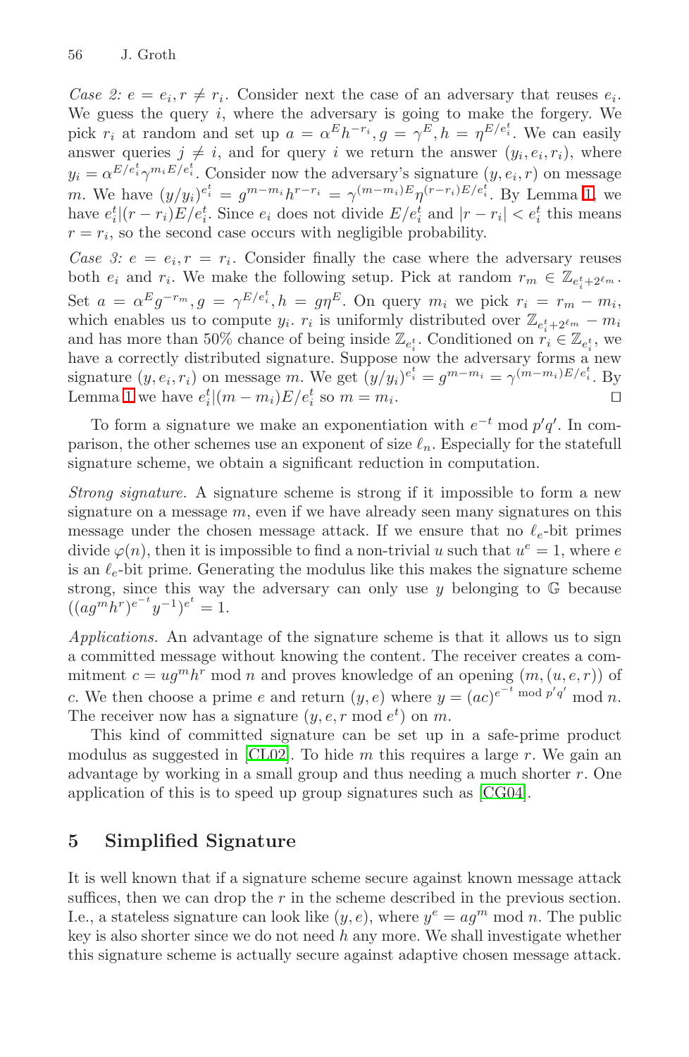*Case 2:* $e = e_i, r \neq r_i$. Consider next the case of an adversary that reuses $e_i$. We guess the query $i$, where the adversary is going to make the forgery. We pick $r_i$ at random and set up $a = \alpha^E h^{-r_i}, g = \gamma^E, h = \eta^{E/e_i^t}$. We can easily answer queries $j \neq i$, and for query $i$ we return the answer $(y_i, e_i, r_i)$, where $y_i = \alpha^{E/e_i^t} \gamma^{m_i E/e_i^t}$. Consider now the adversary's signature $(y, e_i, r)$ on message $m$. We have $(y/y_i)^{e_i^t} = g^{m-m_i} h^{r-r_i} = \gamma^{(m-m_i)E} \eta^{(r-r_i)E/e_i^t}$. By Lemma 1, we have $e_i^t | (r - r_i)E/e_i^t$. Since $e_i$ does not divide $E/e_i^t$ and $|r - r_i| < e_i^t$ this means $r = r_i$, so the second case occurs with negligible probability.

*Case 3:* $e = e_i, r = r_i$. Consider finally the case where the adversary reuses both $e_i$ and $r_i$. We make the following setup. Pick at random $r_m \in \mathbb{Z}_{e_i^t + 2^{\ell_m}}$. Set $a = \alpha^E g^{-r_m}, g = \gamma^{E/e_i^t}, h = g\eta^E$. On query $m_i$ we pick $r_i = r_m - m_i$, which enables us to compute $y_i$. $r_i$ is uniformly distributed over $\mathbb{Z}_{e_i^t + 2^{\ell_m}} - m_i$ and has more than 50% chance of being inside $\mathbb{Z}_{e_i^t}$. Conditioned on $r_i \in \mathbb{Z}_{e_i^t}$, we have a correctly distributed signature. Suppose now the adversary forms a new signature $(y, e_i, r_i)$ on message $m$. We get $(y/y_i)^{e_i^t} = g^{m-m_i} = \gamma^{(m-m_i)E/e_i^t}$. By Lemma 1 we have $e_i^t | (m - m_i)E/e_i^t$ so $m = m_i$. □

To form a signature we make an exponentiation with $e^{-t} \bmod p'q'$. In comparison, the other schemes use an exponent of size $\ell_n$. Especially for the statefull signature scheme, we obtain a significant reduction in computation.

*Strong signature.* A signature scheme is strong if it impossible to form a new signature on a message $m$, even if we have already seen many signatures on this message under the chosen message attack. If we ensure that no $\ell_e$-bit primes divide $\varphi(n)$, then it is impossible to find a non-trivial $u$ such that $u^e = 1$, where $e$ is an $\ell_e$-bit prime. Generating the modulus like this makes the signature scheme strong, since this way the adversary can only use $y$ belonging to $\mathbb{G}$ because $((ag^m h^r)^{e^{-t}} y^{-1})^{e^t} = 1$.

*Applications.* An advantage of the signature scheme is that it allows us to sign a committed message without knowing the content. The receiver creates a commitment $c = ug^m h^r \bmod n$ and proves knowledge of an opening $(m, (u, e, r))$ of $c$. We then choose a prime $e$ and return $(y, e)$ where $y = (ac)^{e^{-t} \bmod p'q'} \bmod n$. The receiver now has a signature $(y, e, r \bmod e^t)$ on $m$.

This kind of committed signature can be set up in a safe-prime product modulus as suggested in [CL02]. To hide $m$ this requires a large $r$. We gain an advantage by working in a small group and thus needing a much shorter $r$. One application of this is to speed up group signatures such as [CG04].

## 5 Simplified Signature

It is well known that if a signature scheme secure against known message attack suffices, then we can drop the $r$ in the scheme described in the previous section. I.e., a stateless signature can look like $(y, e)$, where $y^e = ag^m \bmod n$. The public key is also shorter since we do not need $h$ any more. We shall investigate whether this signature scheme is actually secure against adaptive chosen message attack.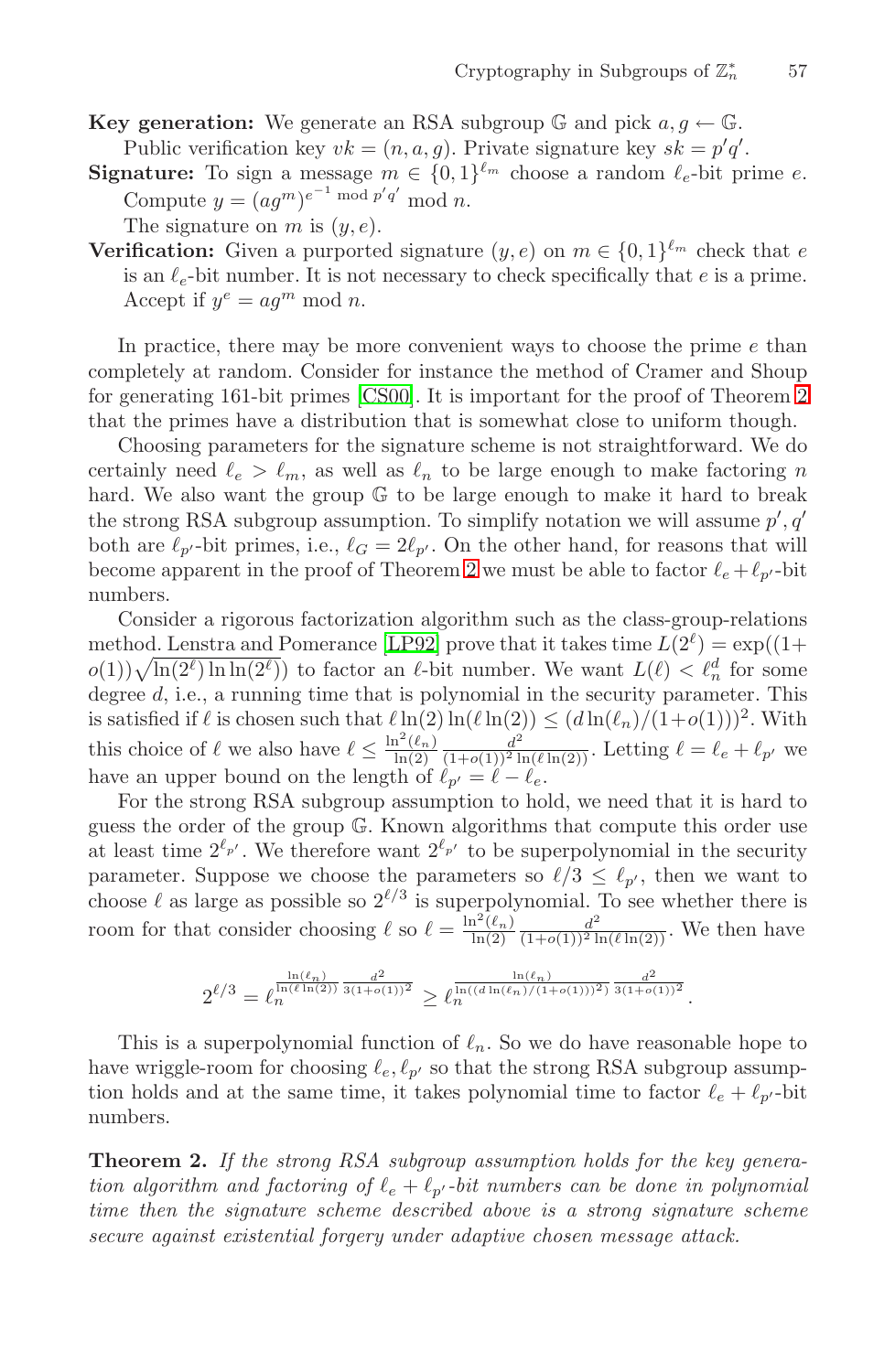**Key generation:** We generate an RSA subgroup $\mathbb{G}$ and pick $a, g \leftarrow \mathbb{G}$. Public verification key $vk = (n, a, g)$. Private signature key $sk = p'q'$.

**Signature:** To sign a message $m \in \{0,1\}^{\ell_m}$ choose a random $\ell_e$-bit prime $e$. Compute $y = (ag^m)^{e^{-1} \bmod p'q'} \bmod n$.
The signature on $m$ is $(y, e)$.

**Verification:** Given a purported signature $(y, e)$ on $m \in \{0,1\}^{\ell_m}$ check that $e$ is an $\ell_e$-bit number. It is not necessary to check specifically that $e$ is a prime. Accept if $y^e = ag^m \bmod n$.

In practice, there may be more convenient ways to choose the prime $e$ than completely at random. Consider for instance the method of Cramer and Shoup for generating 161-bit primes [CS00]. It is important for the proof of Theorem 2 that the primes have a distribution that is somewhat close to uniform though.

Choosing parameters for the signature scheme is not straightforward. We do certainly need $\ell_e > \ell_m$, as well as $\ell_n$ to be large enough to make factoring $n$ hard. We also want the group $\mathbb{G}$ to be large enough to make it hard to break the strong RSA subgroup assumption. To simplify notation we will assume $p', q'$ both are $\ell_{p'}$-bit primes, i.e., $\ell_G = 2\ell_{p'}$. On the other hand, for reasons that will become apparent in the proof of Theorem 2 we must be able to factor $\ell_e + \ell_{p'}$-bit numbers.

Consider a rigorous factorization algorithm such as the class-group-relations method. Lenstra and Pomerance [LP92] prove that it takes time $L(2^\ell) = \exp((1+o(1))\sqrt{\ln(2^\ell)\ln\ln(2^\ell)})$ to factor an $\ell$-bit number. We want $L(\ell) < \ell_n^d$ for some degree $d$, i.e., a running time that is polynomial in the security parameter. This is satisfied if $\ell$ is chosen such that $\ell \ln(2) \ln(\ell \ln(2)) \leq (d \ln(\ell_n)/(1+o(1)))^2$. With this choice of $\ell$ we also have $\ell \leq \frac{\ln^2(\ell_n)}{\ln(2)} \frac{d^2}{(1+o(1))^2 \ln(\ell \ln(2))}$. Letting $\ell = \ell_e + \ell_{p'}$ we have an upper bound on the length of $\ell_{p'} = \ell - \ell_e$.

For the strong RSA subgroup assumption to hold, we need that it is hard to guess the order of the group $\mathbb{G}$. Known algorithms that compute this order use at least time $2^{\ell_{p'}}$. We therefore want $2^{\ell_{p'}}$ to be superpolynomial in the security parameter. Suppose we choose the parameters so $\ell/3 \leq \ell_{p'}$, then we want to choose $\ell$ as large as possible so $2^{\ell/3}$ is superpolynomial. To see whether there is room for that consider choosing $\ell$ so $\ell = \frac{\ln^2(\ell_n)}{\ln(2)} \frac{d^2}{(1+o(1))^2 \ln(\ell \ln(2))}$. We then have

$$2^{\ell/3} = \ell_n^{\frac{\ln(\ell_n)}{\ln(\ell \ln(2))} \frac{d^2}{3(1+o(1))^2}} \geq \ell_n^{\frac{\ln(\ell_n)}{\ln((d \ln(\ell_n)/(1+o(1)))^2)} \frac{d^2}{3(1+o(1))^2}}.$$

This is a superpolynomial function of $\ell_n$. So we do have reasonable hope to have wriggle-room for choosing $\ell_e, \ell_{p'}$ so that the strong RSA subgroup assumption holds and at the same time, it takes polynomial time to factor $\ell_e + \ell_{p'}$-bit numbers.

**Theorem 2.** *If the strong RSA subgroup assumption holds for the key generation algorithm and factoring of $\ell_e + \ell_{p'}$-bit numbers can be done in polynomial time then the signature scheme described above is a strong signature scheme secure against existential forgery under adaptive chosen message attack.*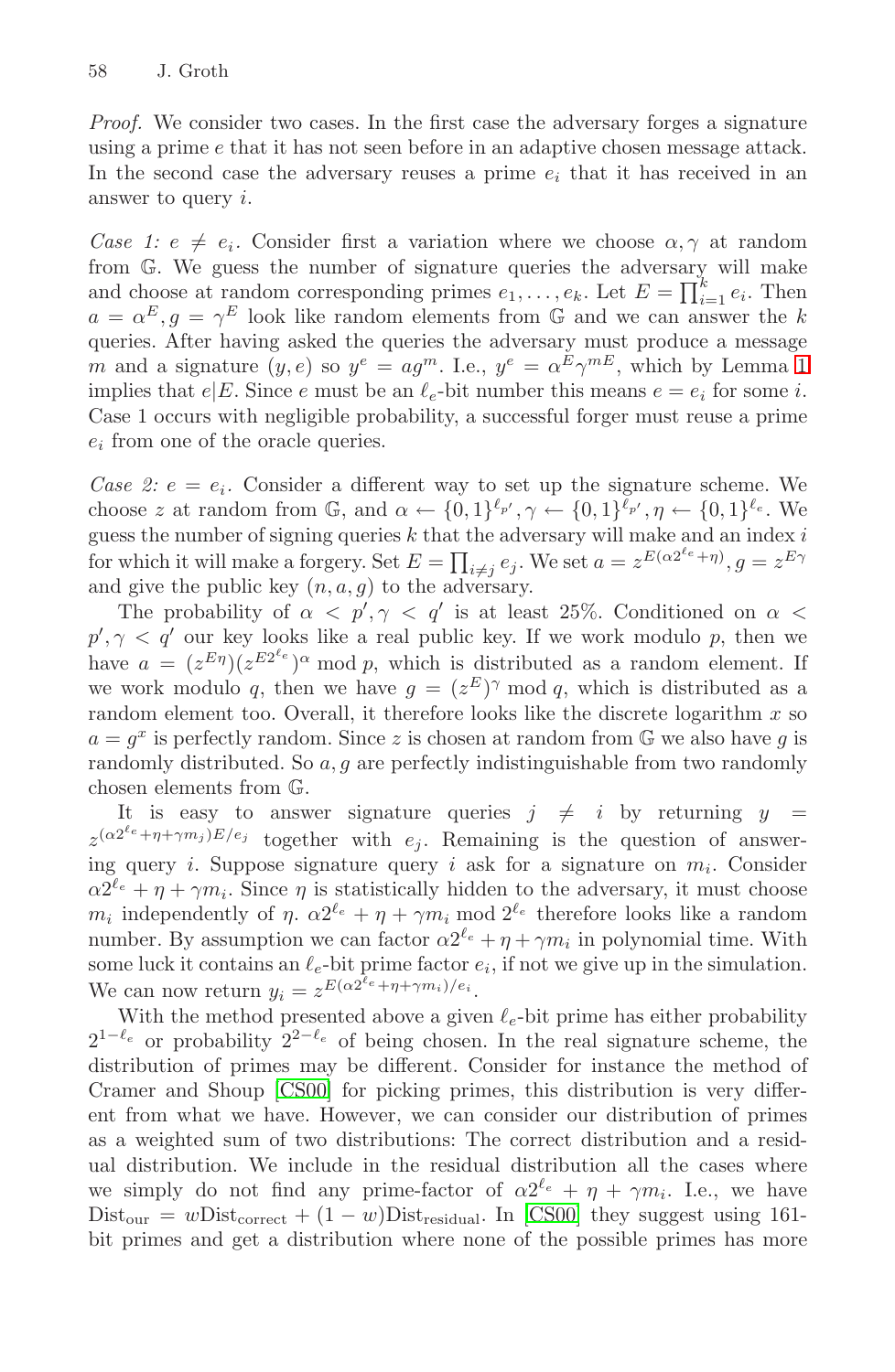*Proof.* We consider two cases. In the first case the adversary forges a signature using a prime $e$ that it has not seen before in an adaptive chosen message attack. In the second case the adversary reuses a prime $e_i$ that it has received in an answer to query $i$.

*Case 1:* $e \neq e_i$. Consider first a variation where we choose $\alpha, \gamma$ at random from $\mathbb{G}$. We guess the number of signature queries the adversary will make and choose at random corresponding primes $e_1, \ldots, e_k$. Let $E = \prod_{i=1}^{k} e_i$. Then $a = \alpha^E, g = \gamma^E$ look like random elements from $\mathbb{G}$ and we can answer the $k$ queries. After having asked the queries the adversary must produce a message $m$ and a signature $(y, e)$ so $y^e = ag^m$. I.e., $y^e = \alpha^E \gamma^{mE}$, which by Lemma 1 implies that $e|E$. Since $e$ must be an $\ell_e$-bit number this means $e = e_i$ for some $i$. Case 1 occurs with negligible probability, a successful forger must reuse a prime $e_i$ from one of the oracle queries.

*Case 2:* $e = e_i$. Consider a different way to set up the signature scheme. We choose $z$ at random from $\mathbb{G}$, and $\alpha \leftarrow \{0,1\}^{\ell_{p'}}, \gamma \leftarrow \{0,1\}^{\ell_{p'}}, \eta \leftarrow \{0,1\}^{\ell_e}$. We guess the number of signing queries $k$ that the adversary will make and an index $i$ for which it will make a forgery. Set $E = \prod_{i \neq j} e_j$. We set $a = z^{E(\alpha 2^{\ell_e} + \eta)}, g = z^{E\gamma}$ and give the public key $(n, a, g)$ to the adversary.

The probability of $\alpha < p', \gamma < q'$ is at least 25%. Conditioned on $\alpha < p', \gamma < q'$ our key looks like a real public key. If we work modulo $p$, then we have $a = (z^{E\eta})(z^{E 2^{\ell_e}})^{\alpha} \bmod p$, which is distributed as a random element. If we work modulo $q$, then we have $g = (z^E)^{\gamma} \bmod q$, which is distributed as a random element too. Overall, it therefore looks like the discrete logarithm $x$ so $a = g^x$ is perfectly random. Since $z$ is chosen at random from $\mathbb{G}$ we also have $g$ is randomly distributed. So $a, g$ are perfectly indistinguishable from two randomly chosen elements from $\mathbb{G}$.

It is easy to answer signature queries $j \neq i$ by returning $y = z^{(\alpha 2^{\ell_e} + \eta + \gamma m_j)E/e_j}$ together with $e_j$. Remaining is the question of answering query $i$. Suppose signature query $i$ ask for a signature on $m_i$. Consider $\alpha 2^{\ell_e} + \eta + \gamma m_i$. Since $\eta$ is statistically hidden to the adversary, it must choose $m_i$ independently of $\eta$. $\alpha 2^{\ell_e} + \eta + \gamma m_i \bmod 2^{\ell_e}$ therefore looks like a random number. By assumption we can factor $\alpha 2^{\ell_e} + \eta + \gamma m_i$ in polynomial time. With some luck it contains an $\ell_e$-bit prime factor $e_i$, if not we give up in the simulation. We can now return $y_i = z^{E(\alpha 2^{\ell_e} + \eta + \gamma m_i)/e_i}$.

With the method presented above a given $\ell_e$-bit prime has either probability $2^{1-\ell_e}$ or probability $2^{2-\ell_e}$ of being chosen. In the real signature scheme, the distribution of primes may be different. Consider for instance the method of Cramer and Shoup [CS00] for picking primes, this distribution is very different from what we have. However, we can consider our distribution of primes as a weighted sum of two distributions: The correct distribution and a residual distribution. We include in the residual distribution all the cases where we simply do not find any prime-factor of $\alpha 2^{\ell_e} + \eta + \gamma m_i$. I.e., we have $\text{Dist}_{\text{our}} = w\text{Dist}_{\text{correct}} + (1 - w)\text{Dist}_{\text{residual}}$. In [CS00] they suggest using 161-bit primes and get a distribution where none of the possible primes has more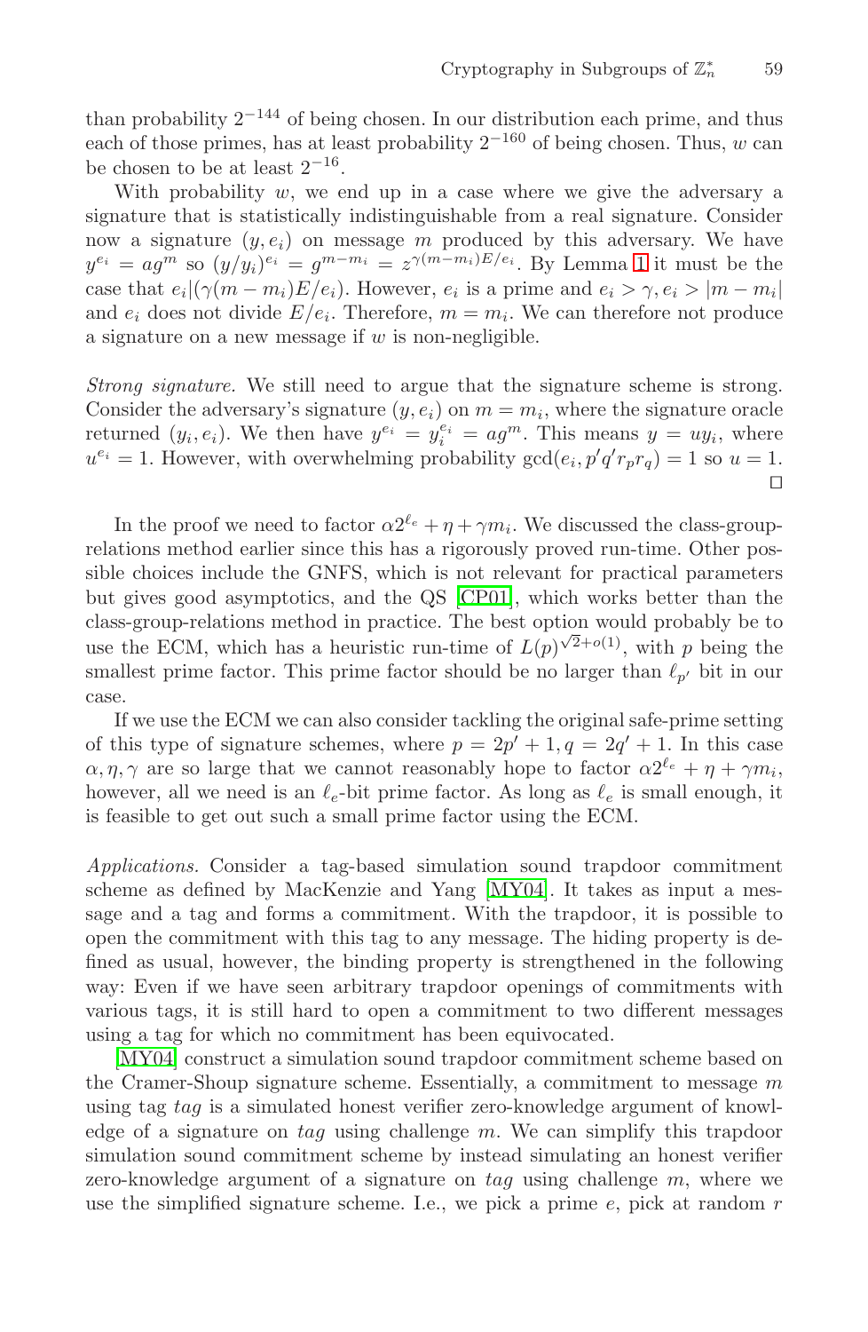than probability $2^{-144}$ of being chosen. In our distribution each prime, and thus each of those primes, has at least probability $2^{-160}$ of being chosen. Thus, $w$ can be chosen to be at least $2^{-16}$.

With probability $w$, we end up in a case where we give the adversary a signature that is statistically indistinguishable from a real signature. Consider now a signature $(y, e_i)$ on message $m$ produced by this adversary. We have $y^{e_i} = ag^m$ so $(y/y_i)^{e_i} = g^{m-m_i} = z^{\gamma(m-m_i)E/e_i}$. By Lemma 1 it must be the case that $e_i | (\gamma(m - m_i)E/e_i)$. However, $e_i$ is a prime and $e_i > \gamma, e_i > |m - m_i|$ and $e_i$ does not divide $E/e_i$. Therefore, $m = m_i$. We can therefore not produce a signature on a new message if $w$ is non-negligible.

*Strong signature.* We still need to argue that the signature scheme is strong. Consider the adversary's signature $(y, e_i)$ on $m = m_i$, where the signature oracle returned $(y_i, e_i)$. We then have $y^{e_i} = y_i^{e_i} = ag^m$. This means $y = uy_i$, where $u^{e_i} = 1$. However, with overwhelming probability $\gcd(e_i, p'q'r_pr_q) = 1$ so $u = 1$. $\square$

In the proof we need to factor $\alpha 2^{\ell_e} + \eta + \gamma m_i$. We discussed the class-group-relations method earlier since this has a rigorously proved run-time. Other possible choices include the GNFS, which is not relevant for practical parameters but gives good asymptotics, and the QS [CP01], which works better than the class-group-relations method in practice. The best option would probably be to use the ECM, which has a heuristic run-time of $L(p)^{\sqrt{2}+o(1)}$, with $p$ being the smallest prime factor. This prime factor should be no larger than $\ell_{p'}$ bit in our case.

If we use the ECM we can also consider tackling the original safe-prime setting of this type of signature schemes, where $p = 2p' + 1, q = 2q' + 1$. In this case $\alpha, \eta, \gamma$ are so large that we cannot reasonably hope to factor $\alpha 2^{\ell_e} + \eta + \gamma m_i$, however, all we need is an $\ell_e$-bit prime factor. As long as $\ell_e$ is small enough, it is feasible to get out such a small prime factor using the ECM.

*Applications.* Consider a tag-based simulation sound trapdoor commitment scheme as defined by MacKenzie and Yang [MY04]. It takes as input a message and a tag and forms a commitment. With the trapdoor, it is possible to open the commitment with this tag to any message. The hiding property is defined as usual, however, the binding property is strengthened in the following way: Even if we have seen arbitrary trapdoor openings of commitments with various tags, it is still hard to open a commitment to two different messages using a tag for which no commitment has been equivocated.

[MY04] construct a simulation sound trapdoor commitment scheme based on the Cramer-Shoup signature scheme. Essentially, a commitment to message $m$ using tag *tag* is a simulated honest verifier zero-knowledge argument of knowledge of a signature on *tag* using challenge $m$. We can simplify this trapdoor simulation sound commitment scheme by instead simulating an honest verifier zero-knowledge argument of a signature on *tag* using challenge $m$, where we use the simplified signature scheme. I.e., we pick a prime $e$, pick at random $r$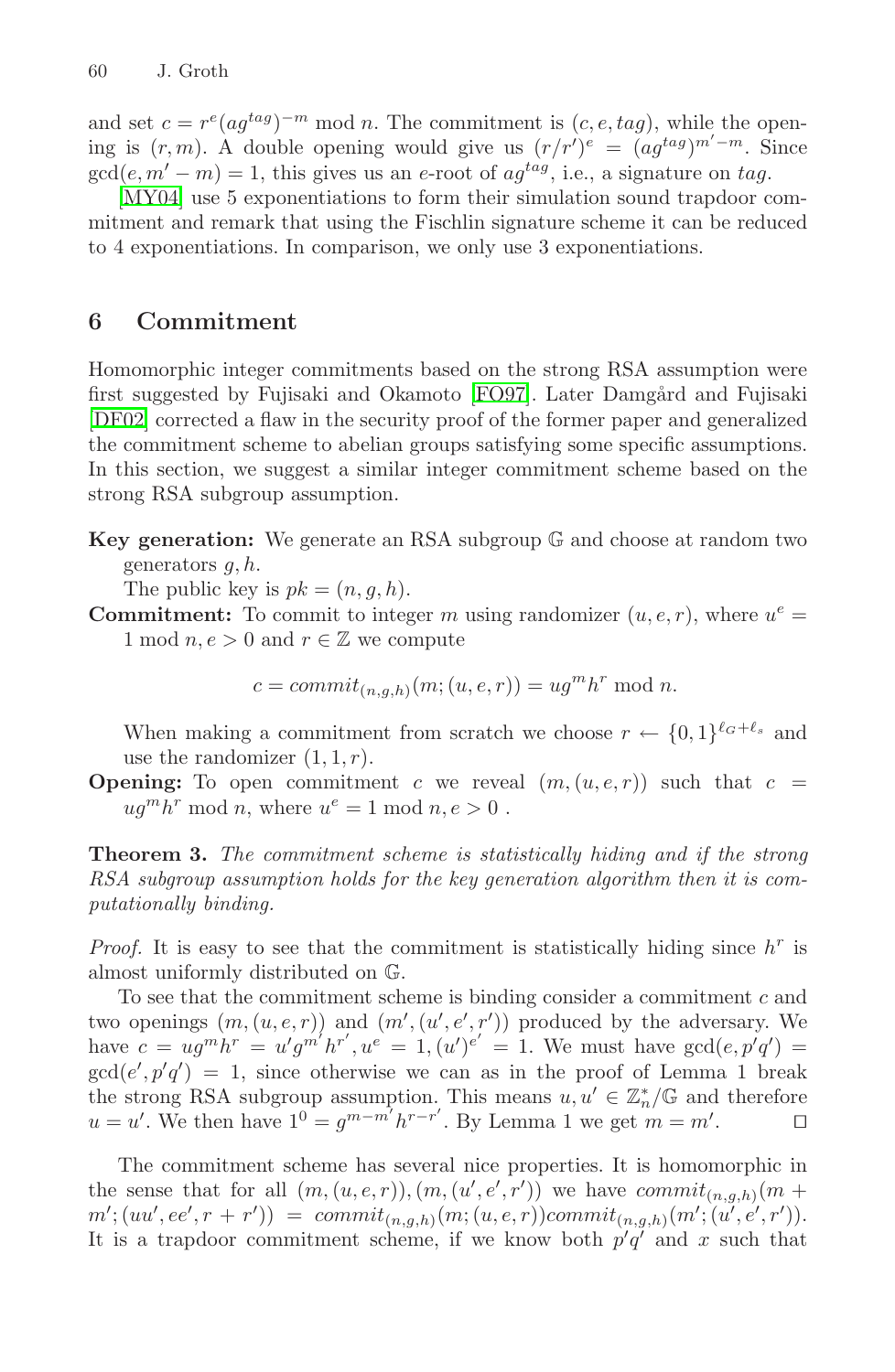and set $c = r^e(ag^{tag})^{-m} \bmod n$. The commitment is $(c, e, tag)$, while the opening is $(r, m)$. A double opening would give us $(r/r')^e = (ag^{tag})^{m'-m}$. Since $\gcd(e, m' - m) = 1$, this gives us an $e$-root of $ag^{tag}$, i.e., a signature on $tag$.

[MY04] use 5 exponentiations to form their simulation sound trapdoor commitment and remark that using the Fischlin signature scheme it can be reduced to 4 exponentiations. In comparison, we only use 3 exponentiations.

## 6 Commitment

Homomorphic integer commitments based on the strong RSA assumption were first suggested by Fujisaki and Okamoto [FO97]. Later Damgård and Fujisaki [DF02] corrected a flaw in the security proof of the former paper and generalized the commitment scheme to abelian groups satisfying some specific assumptions. In this section, we suggest a similar integer commitment scheme based on the strong RSA subgroup assumption.

**Key generation:** We generate an RSA subgroup $\mathbb{G}$ and choose at random two generators $g, h$.
The public key is $pk = (n, g, h)$.

**Commitment:** To commit to integer $m$ using randomizer $(u, e, r)$, where $u^e = 1 \bmod n, e > 0$ and $r \in \mathbb{Z}$ we compute

$$c = commit_{(n,g,h)}(m; (u, e, r)) = ug^m h^r \bmod n.$$

When making a commitment from scratch we choose $r \leftarrow \{0, 1\}^{\ell_G + \ell_s}$ and use the randomizer $(1, 1, r)$.

**Opening:** To open commitment $c$ we reveal $(m, (u, e, r))$ such that $c = ug^m h^r \bmod n$, where $u^e = 1 \bmod n, e > 0$ .

**Theorem 3.** *The commitment scheme is statistically hiding and if the strong RSA subgroup assumption holds for the key generation algorithm then it is computationally binding.*

*Proof.* It is easy to see that the commitment is statistically hiding since $h^r$ is almost uniformly distributed on $\mathbb{G}$.

To see that the commitment scheme is binding consider a commitment $c$ and two openings $(m, (u, e, r))$ and $(m', (u', e', r'))$ produced by the adversary. We have $c = ug^m h^r = u'g^{m'} h^{r'}, u^e = 1, (u')^{e'} = 1$. We must have $\gcd(e, p'q') = \gcd(e', p'q') = 1$, since otherwise we can as in the proof of Lemma 1 break the strong RSA subgroup assumption. This means $u, u' \in \mathbb{Z}_n^*/\mathbb{G}$ and therefore $u = u'$. We then have $1^0 = g^{m-m'} h^{r-r'}$. By Lemma 1 we get $m = m'$. $\square$

The commitment scheme has several nice properties. It is homomorphic in the sense that for all $(m, (u, e, r)), (m, (u', e', r'))$ we have $commit_{(n,g,h)}(m + m'; (uu', ee', r + r')) = commit_{(n,g,h)}(m; (u, e, r)) commit_{(n,g,h)}(m'; (u', e', r'))$. It is a trapdoor commitment scheme, if we know both $p'q'$ and $x$ such that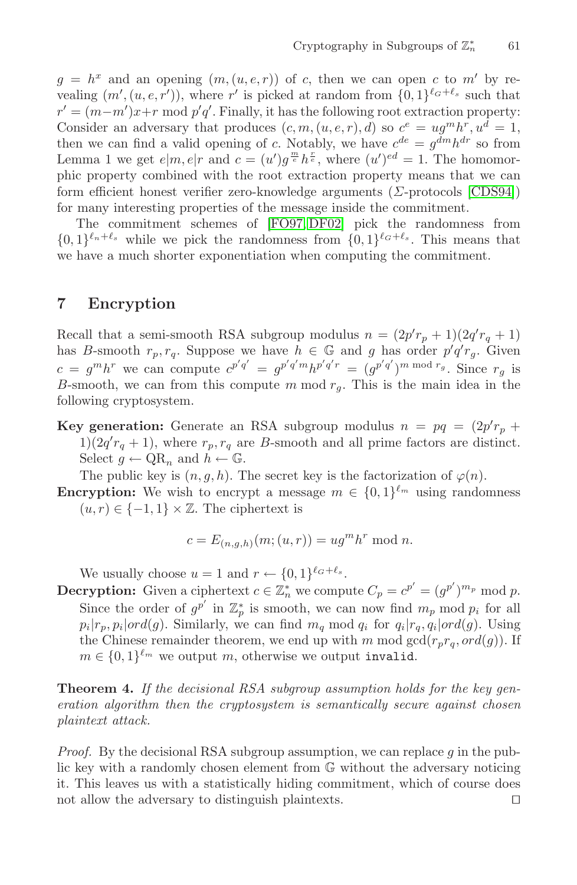$g = h^x$ and an opening $(m, (u, e, r))$ of $c$, then we can open $c$ to $m'$ by revealing $(m', (u, e, r'))$, where $r'$ is picked at random from $\{0,1\}^{\ell_G+\ell_s}$ such that $r' = (m-m')x+r \bmod p'q'$. Finally, it has the following root extraction property: Consider an adversary that produces $(c, m, (u, e, r), d)$ so $c^e = ug^m h^r, u^d = 1$, then we can find a valid opening of $c$. Notably, we have $c^{de} = g^{dm}h^{dr}$ so from Lemma 1 we get $e|m, e|r$ and $c = (u')g^{\frac{m}{e}}h^{\frac{r}{e}}$, where $(u')^{ed} = 1$. The homomorphic property combined with the root extraction property means that we can form efficient honest verifier zero-knowledge arguments ($\Sigma$-protocols [CDS94]) for many interesting properties of the message inside the commitment.

The commitment schemes of [FO97, DF02] pick the randomness from $\{0,1\}^{\ell_n+\ell_s}$ while we pick the randomness from $\{0,1\}^{\ell_G+\ell_s}$. This means that we have a much shorter exponentiation when computing the commitment.

## 7 Encryption

Recall that a semi-smooth RSA subgroup modulus $n = (2p'r_p + 1)(2q'r_q + 1)$ has $B$-smooth $r_p, r_q$. Suppose we have $h \in \mathbb{G}$ and $g$ has order $p'q'r_g$. Given $c = g^m h^r$ we can compute $c^{p'q'} = g^{p'q'm}h^{p'q'r} = (g^{p'q'})^{m \bmod r_g}$. Since $r_g$ is $B$-smooth, we can from this compute $m \bmod r_g$. This is the main idea in the following cryptosystem.

**Key generation:** Generate an RSA subgroup modulus $n = pq = (2p'r_p + 1)(2q'r_q + 1)$, where $r_p, r_q$ are $B$-smooth and all prime factors are distinct. Select $g \leftarrow \mathrm{QR}_n$ and $h \leftarrow \mathbb{G}$.

The public key is $(n, g, h)$. The secret key is the factorization of $\varphi(n)$.

**Encryption:** We wish to encrypt a message $m \in \{0,1\}^{\ell_m}$ using randomness $(u, r) \in \{-1, 1\} \times \mathbb{Z}$. The ciphertext is

$$c = E_{(n,g,h)}(m; (u, r)) = ug^m h^r \bmod n.$$

We usually choose $u = 1$ and $r \leftarrow \{0,1\}^{\ell_G+\ell_s}$.

**Decryption:** Given a ciphertext $c \in \mathbb{Z}_n^*$ we compute $C_p = c^{p'} = (g^{p'})^{m_p} \bmod p$. Since the order of $g^{p'}$ in $\mathbb{Z}_p^*$ is smooth, we can now find $m_p \bmod p_i$ for all $p_i | r_p, p_i | ord(g)$. Similarly, we can find $m_q \bmod q_i$ for $q_i | r_q, q_i | ord(g)$. Using the Chinese remainder theorem, we end up with $m \bmod \gcd(r_p r_q, ord(g))$. If $m \in \{0,1\}^{\ell_m}$ we output $m$, otherwise we output `invalid`.

**Theorem 4.** *If the decisional RSA subgroup assumption holds for the key generation algorithm then the cryptosystem is semantically secure against chosen plaintext attack.*

*Proof.* By the decisional RSA subgroup assumption, we can replace $g$ in the public key with a randomly chosen element from $\mathbb{G}$ without the adversary noticing it. This leaves us with a statistically hiding commitment, which of course does not allow the adversary to distinguish plaintexts. $\square$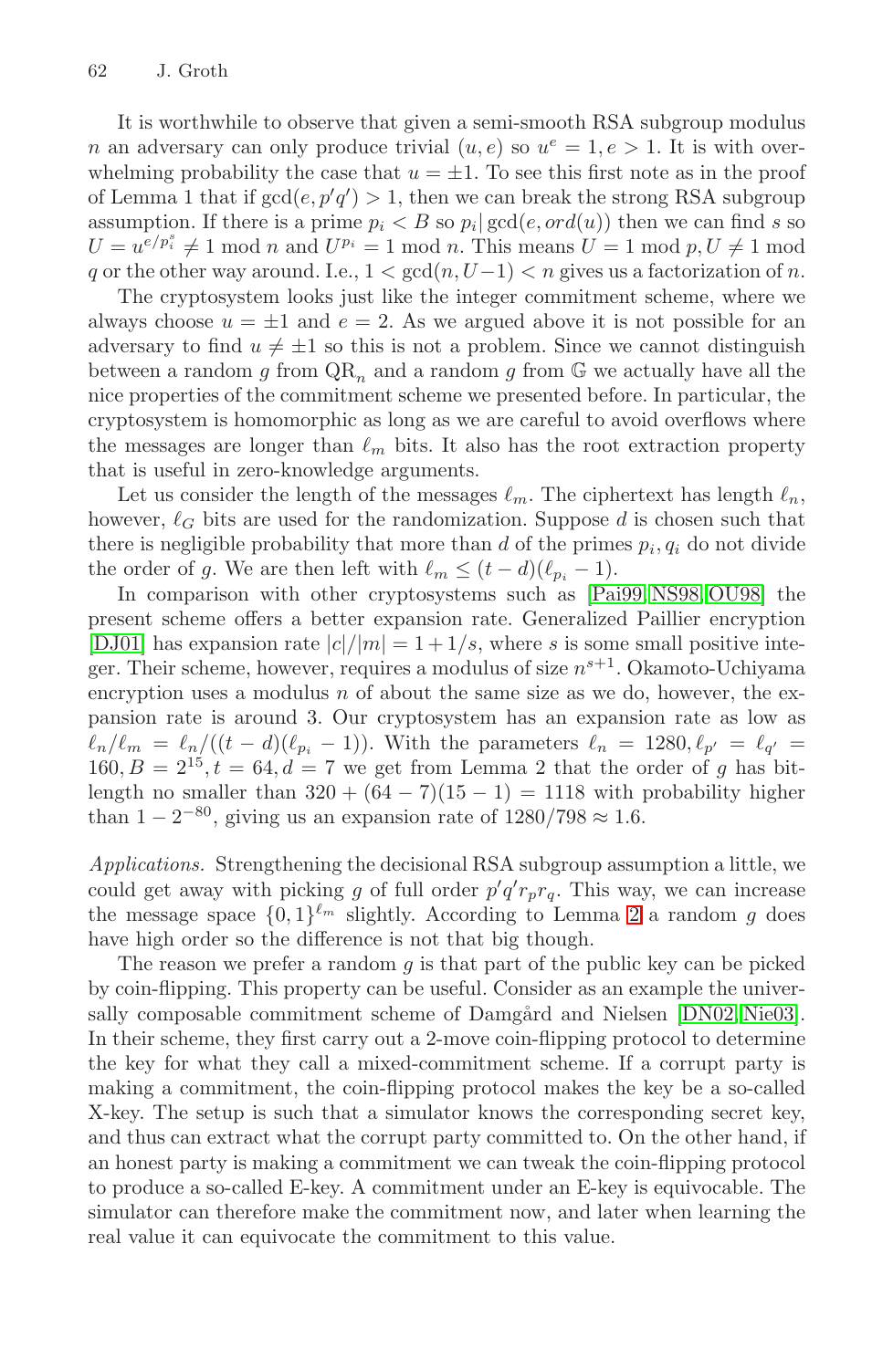It is worthwhile to observe that given a semi-smooth RSA subgroup modulus $n$ an adversary can only produce trivial $(u, e)$ so $u^e = 1, e > 1$. It is with overwhelming probability the case that $u = \pm 1$. To see this first note as in the proof of Lemma 1 that if $\gcd(e, p'q') > 1$, then we can break the strong RSA subgroup assumption. If there is a prime $p_i < B$ so $p_i | \gcd(e, ord(u))$ then we can find $s$ so $U = u^{e/p_i^s} \neq 1 \bmod n$ and $U^{p_i} = 1 \bmod n$. This means $U = 1 \bmod p, U \neq 1 \bmod q$ or the other way around. I.e., $1 < \gcd(n, U-1) < n$ gives us a factorization of $n$.

The cryptosystem looks just like the integer commitment scheme, where we always choose $u = \pm 1$ and $e = 2$. As we argued above it is not possible for an adversary to find $u \neq \pm 1$ so this is not a problem. Since we cannot distinguish between a random $g$ from $\mathrm{QR}_n$ and a random $g$ from $\mathbb{G}$ we actually have all the nice properties of the commitment scheme we presented before. In particular, the cryptosystem is homomorphic as long as we are careful to avoid overflows where the messages are longer than $\ell_m$ bits. It also has the root extraction property that is useful in zero-knowledge arguments.

Let us consider the length of the messages $\ell_m$. The ciphertext has length $\ell_n$, however, $\ell_G$ bits are used for the randomization. Suppose $d$ is chosen such that there is negligible probability that more than $d$ of the primes $p_i, q_i$ do not divide the order of $g$. We are then left with $\ell_m \leq (t-d)(\ell_{p_i} - 1)$.

In comparison with other cryptosystems such as [Pai99, NS98, OU98] the present scheme offers a better expansion rate. Generalized Paillier encryption [DJ01] has expansion rate $|c|/|m| = 1 + 1/s$, where $s$ is some small positive integer. Their scheme, however, requires a modulus of size $n^{s+1}$. Okamoto-Uchiyama encryption uses a modulus $n$ of about the same size as we do, however, the expansion rate is around 3. Our cryptosystem has an expansion rate as low as $\ell_n/\ell_m = \ell_n/((t-d)(\ell_{p_i} - 1))$. With the parameters $\ell_n = 1280, \ell_{p'} = \ell_{q'} = 160, B = 2^{15}, t = 64, d = 7$ we get from Lemma 2 that the order of $g$ has bitlength no smaller than $320 + (64-7)(15-1) = 1118$ with probability higher than $1 - 2^{-80}$, giving us an expansion rate of $1280/798 \approx 1.6$.

*Applications.* Strengthening the decisional RSA subgroup assumption a little, we could get away with picking $g$ of full order $p'q'r_pr_q$. This way, we can increase the message space $\{0,1\}^{\ell_m}$ slightly. According to Lemma 2 a random $g$ does have high order so the difference is not that big though.

The reason we prefer a random $g$ is that part of the public key can be picked by coin-flipping. This property can be useful. Consider as an example the universally composable commitment scheme of Damgård and Nielsen [DN02, Nie03]. In their scheme, they first carry out a 2-move coin-flipping protocol to determine the key for what they call a mixed-commitment scheme. If a corrupt party is making a commitment, the coin-flipping protocol makes the key be a so-called X-key. The setup is such that a simulator knows the corresponding secret key, and thus can extract what the corrupt party committed to. On the other hand, if an honest party is making a commitment we can tweak the coin-flipping protocol to produce a so-called E-key. A commitment under an E-key is equivocable. The simulator can therefore make the commitment now, and later when learning the real value it can equivocate the commitment to this value.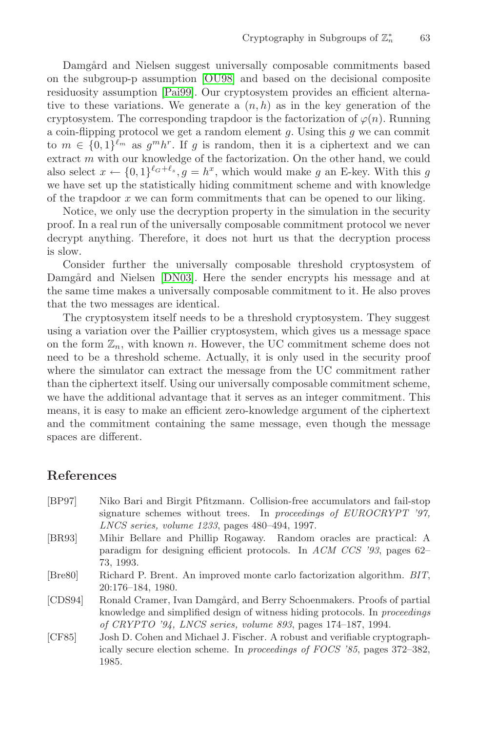Damgård and Nielsen suggest universally composable commitments based on the subgroup-p assumption [OU98] and based on the decisional composite residuosity assumption [Pai99]. Our cryptosystem provides an efficient alternative to these variations. We generate a $(n, h)$ as in the key generation of the cryptosystem. The corresponding trapdoor is the factorization of $\varphi(n)$. Running a coin-flipping protocol we get a random element $g$. Using this $g$ we can commit to $m \in \{0,1\}^{\ell_m}$ as $g^m h^r$. If $g$ is random, then it is a ciphertext and we can extract $m$ with our knowledge of the factorization. On the other hand, we could also select $x \leftarrow \{0,1\}^{\ell_G+\ell_s}, g = h^x$, which would make $g$ an E-key. With this $g$ we have set up the statistically hiding commitment scheme and with knowledge of the trapdoor $x$ we can form commitments that can be opened to our liking.

Notice, we only use the decryption property in the simulation in the security proof. In a real run of the universally composable commitment protocol we never decrypt anything. Therefore, it does not hurt us that the decryption process is slow.

Consider further the universally composable threshold cryptosystem of Damgård and Nielsen [DN03]. Here the sender encrypts his message and at the same time makes a universally composable commitment to it. He also proves that the two messages are identical.

The cryptosystem itself needs to be a threshold cryptosystem. They suggest using a variation over the Paillier cryptosystem, which gives us a message space on the form $\mathbb{Z}_n$, with known $n$. However, the UC commitment scheme does not need to be a threshold scheme. Actually, it is only used in the security proof where the simulator can extract the message from the UC commitment rather than the ciphertext itself. Using our universally composable commitment scheme, we have the additional advantage that it serves as an integer commitment. This means, it is easy to make an efficient zero-knowledge argument of the ciphertext and the commitment containing the same message, even though the message spaces are different.

## References

[BP97] Niko Bari and Birgit Pfitzmann. Collision-free accumulators and fail-stop signature schemes without trees. In *proceedings of EUROCRYPT '97, LNCS series, volume 1233*, pages 480–494, 1997.

[BR93] Mihir Bellare and Phillip Rogaway. Random oracles are practical: A paradigm for designing efficient protocols. In *ACM CCS '93*, pages 62–73, 1993.

[Bre80] Richard P. Brent. An improved monte carlo factorization algorithm. *BIT*, 20:176–184, 1980.

[CDS94] Ronald Cramer, Ivan Damgård, and Berry Schoenmakers. Proofs of partial knowledge and simplified design of witness hiding protocols. In *proceedings of CRYPTO '94, LNCS series, volume 893*, pages 174–187, 1994.

[CF85] Josh D. Cohen and Michael J. Fischer. A robust and verifiable cryptographically secure election scheme. In *proceedings of FOCS '85*, pages 372–382, 1985.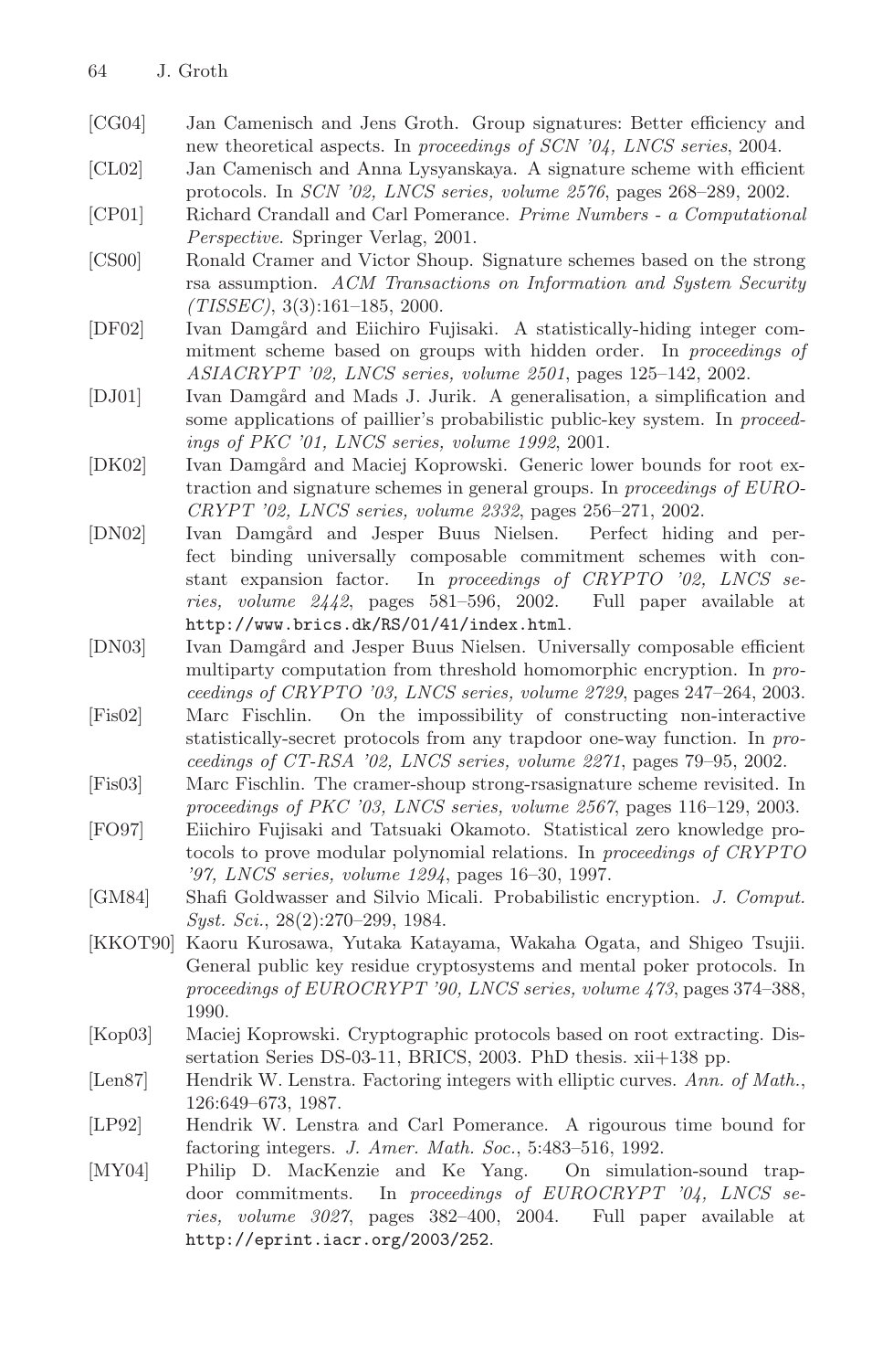[CG04] Jan Camenisch and Jens Groth. Group signatures: Better efficiency and new theoretical aspects. In *proceedings of SCN '04, LNCS series*, 2004.

[CL02] Jan Camenisch and Anna Lysyanskaya. A signature scheme with efficient protocols. In *SCN '02, LNCS series, volume 2576*, pages 268–289, 2002.

[CP01] Richard Crandall and Carl Pomerance. *Prime Numbers - a Computational Perspective*. Springer Verlag, 2001.

[CS00] Ronald Cramer and Victor Shoup. Signature schemes based on the strong rsa assumption. *ACM Transactions on Information and System Security (TISSEC)*, 3(3):161–185, 2000.

[DF02] Ivan Damgård and Eiichiro Fujisaki. A statistically-hiding integer commitment scheme based on groups with hidden order. In *proceedings of ASIACRYPT '02, LNCS series, volume 2501*, pages 125–142, 2002.

[DJ01] Ivan Damgård and Mads J. Jurik. A generalisation, a simplification and some applications of paillier's probabilistic public-key system. In *proceedings of PKC '01, LNCS series, volume 1992*, 2001.

[DK02] Ivan Damgård and Maciej Koprowski. Generic lower bounds for root extraction and signature schemes in general groups. In *proceedings of EUROCRYPT '02, LNCS series, volume 2332*, pages 256–271, 2002.

[DN02] Ivan Damgård and Jesper Buus Nielsen. Perfect hiding and perfect binding universally composable commitment schemes with constant expansion factor. In *proceedings of CRYPTO '02, LNCS series, volume 2442*, pages 581–596, 2002. Full paper available at `http://www.brics.dk/RS/01/41/index.html`.

[DN03] Ivan Damgård and Jesper Buus Nielsen. Universally composable efficient multiparty computation from threshold homomorphic encryption. In *proceedings of CRYPTO '03, LNCS series, volume 2729*, pages 247–264, 2003.

[Fis02] Marc Fischlin. On the impossibility of constructing non-interactive statistically-secret protocols from any trapdoor one-way function. In *proceedings of CT-RSA '02, LNCS series, volume 2271*, pages 79–95, 2002.

[Fis03] Marc Fischlin. The cramer-shoup strong-rsasignature scheme revisited. In *proceedings of PKC '03, LNCS series, volume 2567*, pages 116–129, 2003.

[FO97] Eiichiro Fujisaki and Tatsuaki Okamoto. Statistical zero knowledge protocols to prove modular polynomial relations. In *proceedings of CRYPTO '97, LNCS series, volume 1294*, pages 16–30, 1997.

[GM84] Shafi Goldwasser and Silvio Micali. Probabilistic encryption. *J. Comput. Syst. Sci.*, 28(2):270–299, 1984.

[KKOT90] Kaoru Kurosawa, Yutaka Katayama, Wakaha Ogata, and Shigeo Tsujii. General public key residue cryptosystems and mental poker protocols. In *proceedings of EUROCRYPT '90, LNCS series, volume 473*, pages 374–388, 1990.

[Kop03] Maciej Koprowski. Cryptographic protocols based on root extracting. Dissertation Series DS-03-11, BRICS, 2003. PhD thesis. xii+138 pp.

[Len87] Hendrik W. Lenstra. Factoring integers with elliptic curves. *Ann. of Math.*, 126:649–673, 1987.

[LP92] Hendrik W. Lenstra and Carl Pomerance. A rigourous time bound for factoring integers. *J. Amer. Math. Soc.*, 5:483–516, 1992.

[MY04] Philip D. MacKenzie and Ke Yang. On simulation-sound trapdoor commitments. In *proceedings of EUROCRYPT '04, LNCS series, volume 3027*, pages 382–400, 2004. Full paper available at `http://eprint.iacr.org/2003/252`.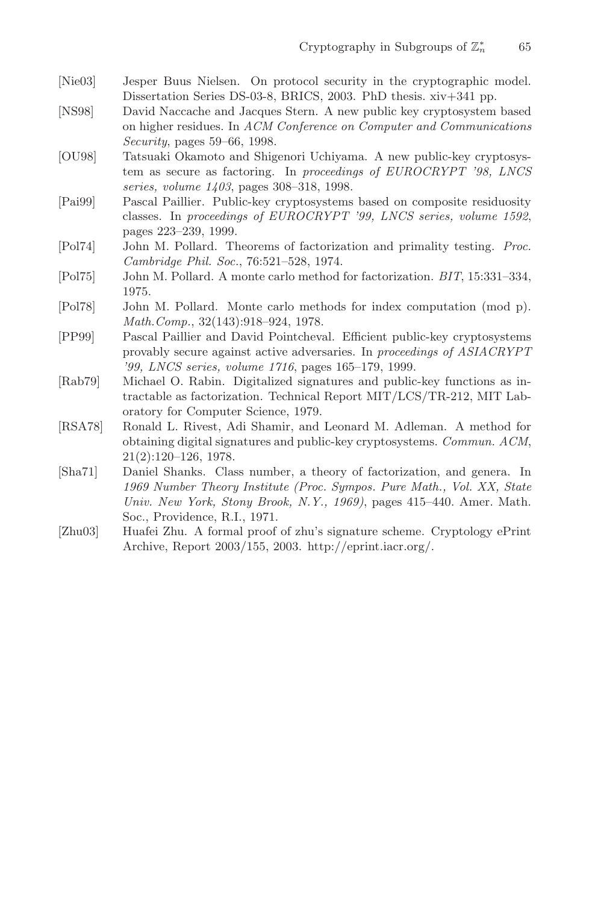[Nie03] Jesper Buus Nielsen. On protocol security in the cryptographic model. Dissertation Series DS-03-8, BRICS, 2003. PhD thesis. xiv+341 pp.

[NS98] David Naccache and Jacques Stern. A new public key cryptosystem based on higher residues. In *ACM Conference on Computer and Communications Security*, pages 59–66, 1998.

[OU98] Tatsuaki Okamoto and Shigenori Uchiyama. A new public-key cryptosystem as secure as factoring. In *proceedings of EUROCRYPT '98, LNCS series, volume 1403*, pages 308–318, 1998.

[Pai99] Pascal Paillier. Public-key cryptosystems based on composite residuosity classes. In *proceedings of EUROCRYPT '99, LNCS series, volume 1592*, pages 223–239, 1999.

[Pol74] John M. Pollard. Theorems of factorization and primality testing. *Proc. Cambridge Phil. Soc.*, 76:521–528, 1974.

[Pol75] John M. Pollard. A monte carlo method for factorization. *BIT*, 15:331–334, 1975.

[Pol78] John M. Pollard. Monte carlo methods for index computation (mod p). *Math.Comp.*, 32(143):918–924, 1978.

[PP99] Pascal Paillier and David Pointcheval. Efficient public-key cryptosystems provably secure against active adversaries. In *proceedings of ASIACRYPT '99, LNCS series, volume 1716*, pages 165–179, 1999.

[Rab79] Michael O. Rabin. Digitalized signatures and public-key functions as intractable as factorization. Technical Report MIT/LCS/TR-212, MIT Laboratory for Computer Science, 1979.

[RSA78] Ronald L. Rivest, Adi Shamir, and Leonard M. Adleman. A method for obtaining digital signatures and public-key cryptosystems. *Commun. ACM*, 21(2):120–126, 1978.

[Sha71] Daniel Shanks. Class number, a theory of factorization, and genera. In *1969 Number Theory Institute (Proc. Sympos. Pure Math., Vol. XX, State Univ. New York, Stony Brook, N.Y., 1969)*, pages 415–440. Amer. Math. Soc., Providence, R.I., 1971.

[Zhu03] Huafei Zhu. A formal proof of zhu's signature scheme. Cryptology ePrint Archive, Report 2003/155, 2003. http://eprint.iacr.org/.